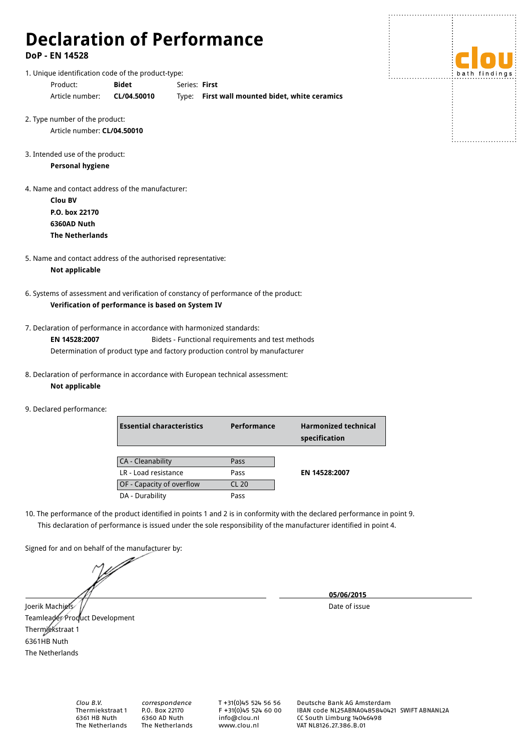# Declaration of Performance

**DoP - EN 14528**

clou
bath findings

1. Unique identification code of the product-type:

   Product: **Bidet** Series: **First**

   Article number: **CL/04.50010** Type: **First wall mounted bidet, white ceramics**

2. Type number of the product:

   Article number: **CL/04.50010**

3. Intended use of the product:

   **Personal hygiene**

4. Name and contact address of the manufacturer:

   **Clou BV**
   **P.O. box 22170**
   **6360AD Nuth**
   **The Netherlands**

5. Name and contact address of the authorised representative:

   **Not applicable**

6. Systems of assessment and verification of constancy of performance of the product:

   **Verification of performance is based on System IV**

7. Declaration of performance in accordance with harmonized standards:

   **EN 14528:2007** Bidets - Functional requirements and test methods

   Determination of product type and factory production control by manufacturer

8. Declaration of performance in accordance with European technical assessment:

   **Not applicable**

9. Declared performance:

| Essential characteristics | Performance | Harmonized technical specification |
|---|---|---|
| CA - Cleanability | Pass | |
| LR - Load resistance | Pass | **EN 14528:2007** |
| OF - Capacity of overflow | CL 20 | |
| DA - Durability | Pass | |

10. The performance of the product identified in points 1 and 2 is in conformity with the declared performance in point 9.
    This declaration of performance is issued under the sole responsibility of the manufacturer identified in point 4.

Signed for and on behalf of the manufacturer by:

Joerik Machiels
Teamleader Product Development
Thermiekstraat 1
6361HB Nuth
The Netherlands

**05/06/2015**
Date of issue

*Clou B.V.*
Thermiekstraat 1
6361 HB Nuth
The Netherlands

*correspondence*
P.O. Box 22170
6360 AD Nuth
The Netherlands

T +31(0)45 524 56 56
F +31(0)45 524 60 00
info@clou.nl
www.clou.nl

Deutsche Bank AG Amsterdam
IBAN code NL25ABNA0485840421 SWIFT ABNANL2A
CC South Limburg 14046498
VAT NL8126.27.386.B.01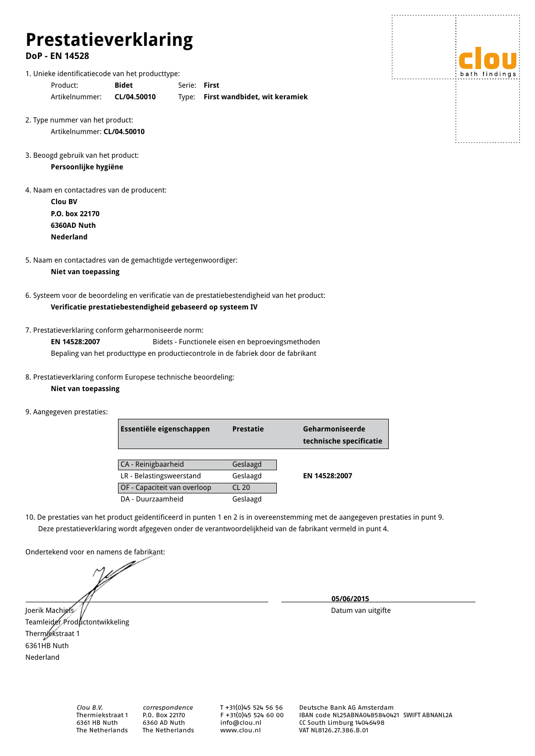# Prestatieverklaring

**DoP - EN 14528**

1. Unieke identificatiecode van het producttype:

| | | | |
|---|---|---|---|
| Product: | **Bidet** | Serie: | **First** |
| Artikelnummer: | **CL/04.50010** | Type: | **First wandbidet, wit keramiek** |

2. Type nummer van het product:
   Artikelnummer: **CL/04.50010**

3. Beoogd gebruik van het product:
   **Persoonlijke hygiëne**

4. Naam en contactadres van de producent:
   **Clou BV**
   **P.O. box 22170**
   **6360AD Nuth**
   **Nederland**

5. Naam en contactadres van de gemachtigde vertegenwoordiger:
   **Niet van toepassing**

6. Systeem voor de beoordeling en verificatie van de prestatiebestendigheid van het product:
   **Verificatie prestatiebestendigheid gebaseerd op systeem IV**

7. Prestatieverklaring conform geharmoniseerde norm:
   **EN 14528:2007** Bidets - Functionele eisen en beproevingsmethoden
   Bepaling van het producttype en productiecontrole in de fabriek door de fabrikant

8. Prestatieverklaring conform Europese technische beoordeling:
   **Niet van toepassing**

9. Aangegeven prestaties:

| **Essentiële eigenschappen** | **Prestatie** | **Geharmoniseerde technische specificatie** |
|---|---|---|
| CA - Reinigbaarheid | Geslaagd | |
| LR - Belastingsweerstand | Geslaagd | **EN 14528:2007** |
| OF - Capaciteit van overloop | CL 20 | |
| DA - Duurzaamheid | Geslaagd | |

10. De prestaties van het product geïdentificeerd in punten 1 en 2 is in overeenstemming met de aangegeven prestaties in punt 9.
    Deze prestatieverklaring wordt afgegeven onder de verantwoordelijkheid van de fabrikant vermeld in punt 4.

Ondertekend voor en namens de fabrikant:

Joerik Machiels
Teamleider Productontwikkeling
Thermiekstraat 1
6361HB Nuth
Nederland

**05/06/2015**
Datum van uitgifte

*Clou B.V.*
Thermiekstraat 1
6361 HB Nuth
The Netherlands

*correspondence*
P.O. Box 22170
6360 AD Nuth
The Netherlands

T +31(0)45 524 56 56
F +31(0)45 524 60 00
info@clou.nl
www.clou.nl

Deutsche Bank AG Amsterdam
IBAN code NL25ABNA0485840421 SWIFT ABNANL2A
CC South Limburg 14046498
VAT NL8126.27.386.B.01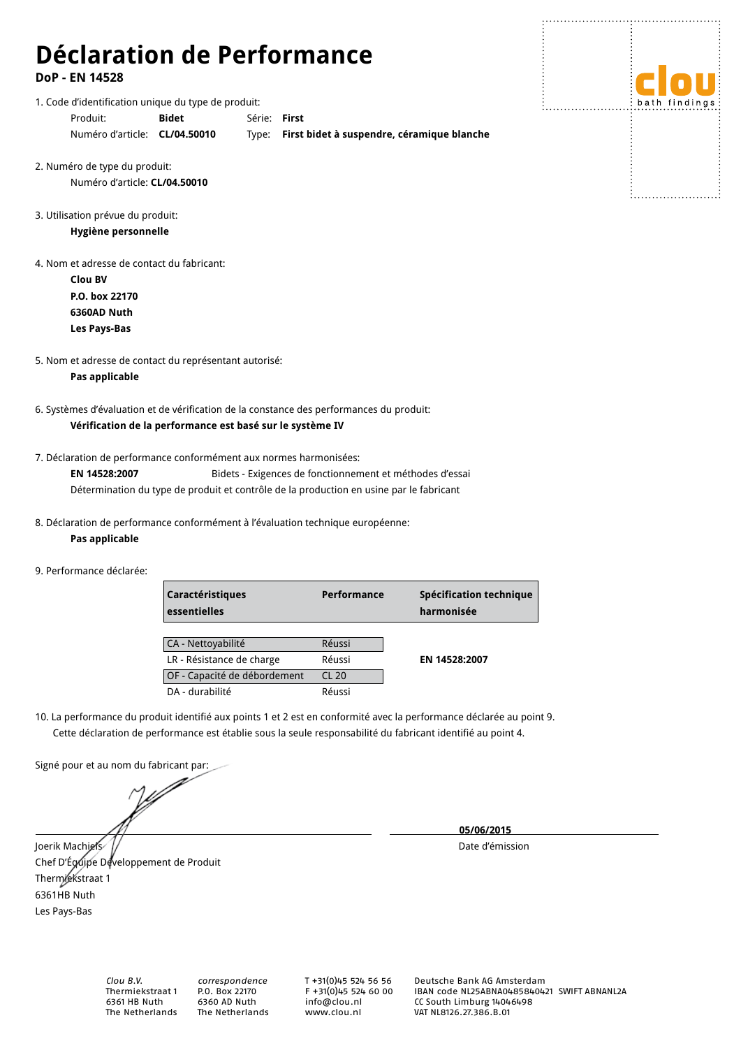# Déclaration de Performance

**DoP - EN 14528**

clou
bath findings

1. Code d'identification unique du type de produit:

| | | | |
|---|---|---|---|
| Produit: | **Bidet** | Série: | **First** |
| Numéro d'article: | **CL/04.50010** | Type: | **First bidet à suspendre, céramique blanche** |

2. Numéro de type du produit:
   Numéro d'article: **CL/04.50010**

3. Utilisation prévue du produit:
   **Hygiène personnelle**

4. Nom et adresse de contact du fabricant:
   **Clou BV**
   **P.O. box 22170**
   **6360AD Nuth**
   **Les Pays-Bas**

5. Nom et adresse de contact du représentant autorisé:
   **Pas applicable**

6. Systèmes d'évaluation et de vérification de la constance des performances du produit:
   **Vérification de la performance est basé sur le système IV**

7. Déclaration de performance conformément aux normes harmonisées:
   **EN 14528:2007** Bidets - Exigences de fonctionnement et méthodes d'essai
   Détermination du type de produit et contrôle de la production en usine par le fabricant

8. Déclaration de performance conformément à l'évaluation technique européenne:
   **Pas applicable**

9. Performance déclarée:

| **Caractéristiques essentielles** | **Performance** | **Spécification technique harmonisée** |
|---|---|---|
| CA - Nettoyabilité | Réussi | |
| LR - Résistance de charge | Réussi | **EN 14528:2007** |
| OF - Capacité de débordement | CL 20 | |
| DA - durabilité | Réussi | |

10. La performance du produit identifié aux points 1 et 2 est en conformité avec la performance déclarée au point 9.
    Cette déclaration de performance est établie sous la seule responsabilité du fabricant identifié au point 4.

Signé pour et au nom du fabricant par:

Joerik Machiels
Chef D'Équipe Développement de Produit
Thermiekstraat 1
6361HB Nuth
Les Pays-Bas

**05/06/2015**
Date d'émission

*Clou B.V.*
Thermiekstraat 1
6361 HB Nuth
The Netherlands

*correspondence*
P.O. Box 22170
6360 AD Nuth
The Netherlands

T +31(0)45 524 56 56
F +31(0)45 524 60 00
info@clou.nl
www.clou.nl

Deutsche Bank AG Amsterdam
IBAN code NL25ABNA0485840421 SWIFT ABNANL2A
CC South Limburg 14046498
VAT NL8126.27.386.B.01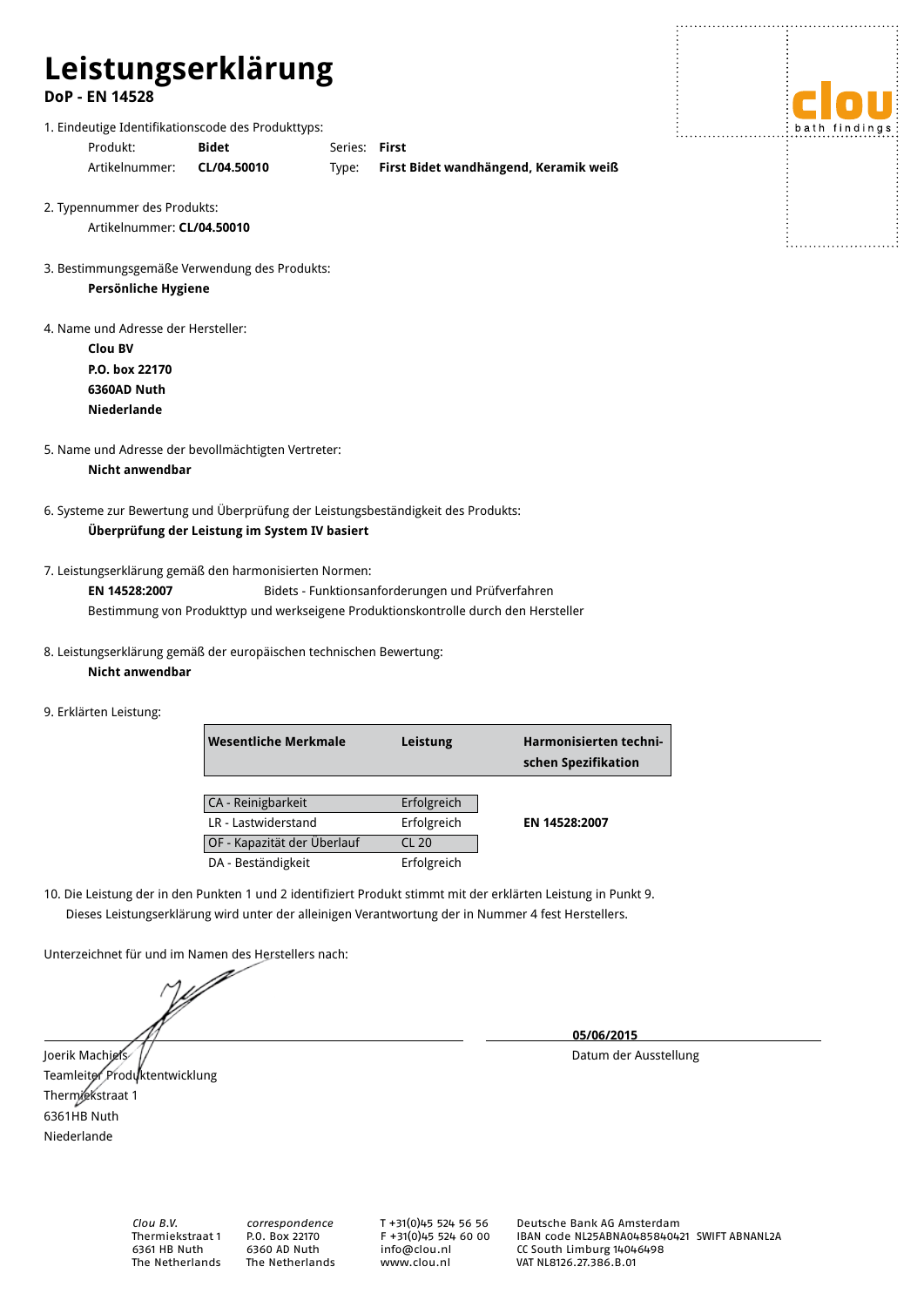# Leistungserklärung

**DoP - EN 14528**

clou
bath findings

1. Eindeutige Identifikationscode des Produkttyps:

   Produkt: **Bidet** Series: **First**

   Artikelnummer: **CL/04.50010** Type: **First Bidet wandhängend, Keramik weiß**

2. Typennummer des Produkts:

   Artikelnummer: **CL/04.50010**

3. Bestimmungsgemäße Verwendung des Produkts:

   **Persönliche Hygiene**

4. Name und Adresse der Hersteller:

   **Clou BV**
   **P.O. box 22170**
   **6360AD Nuth**
   **Niederlande**

5. Name und Adresse der bevollmächtigten Vertreter:

   **Nicht anwendbar**

6. Systeme zur Bewertung und Überprüfung der Leistungsbeständigkeit des Produkts:

   **Überprüfung der Leistung im System IV basiert**

7. Leistungserklärung gemäß den harmonisierten Normen:

   **EN 14528:2007** Bidets - Funktionsanforderungen und Prüfverfahren

   Bestimmung von Produkttyp und werkseigene Produktionskontrolle durch den Hersteller

8. Leistungserklärung gemäß der europäischen technischen Bewertung:

   **Nicht anwendbar**

9. Erklärten Leistung:

| **Wesentliche Merkmale** | **Leistung** | **Harmonisierten technischen Spezifikation** |
|---|---|---|
| CA - Reinigbarkeit | Erfolgreich | |
| LR - Lastwiderstand | Erfolgreich | **EN 14528:2007** |
| OF - Kapazität der Überlauf | CL 20 | |
| DA - Beständigkeit | Erfolgreich | |

10. Die Leistung der in den Punkten 1 und 2 identifiziert Produkt stimmt mit der erklärten Leistung in Punkt 9.
    Dieses Leistungserklärung wird unter der alleinigen Verantwortung der in Nummer 4 fest Herstellers.

Unterzeichnet für und im Namen des Herstellers nach:

Joerik Machiels
Teamleiter Produktentwicklung
Thermiekstraat 1
6361HB Nuth
Niederlande

**05/06/2015**
Datum der Ausstellung

*Clou B.V.*
Thermiekstraat 1
6361 HB Nuth
The Netherlands

*correspondence*
P.O. Box 22170
6360 AD Nuth
The Netherlands

T +31(0)45 524 56 56
F +31(0)45 524 60 00
info@clou.nl
www.clou.nl

Deutsche Bank AG Amsterdam
IBAN code NL25ABNA0485840421 SWIFT ABNANL2A
CC South Limburg 14046498
VAT NL8126.27.386.B.01